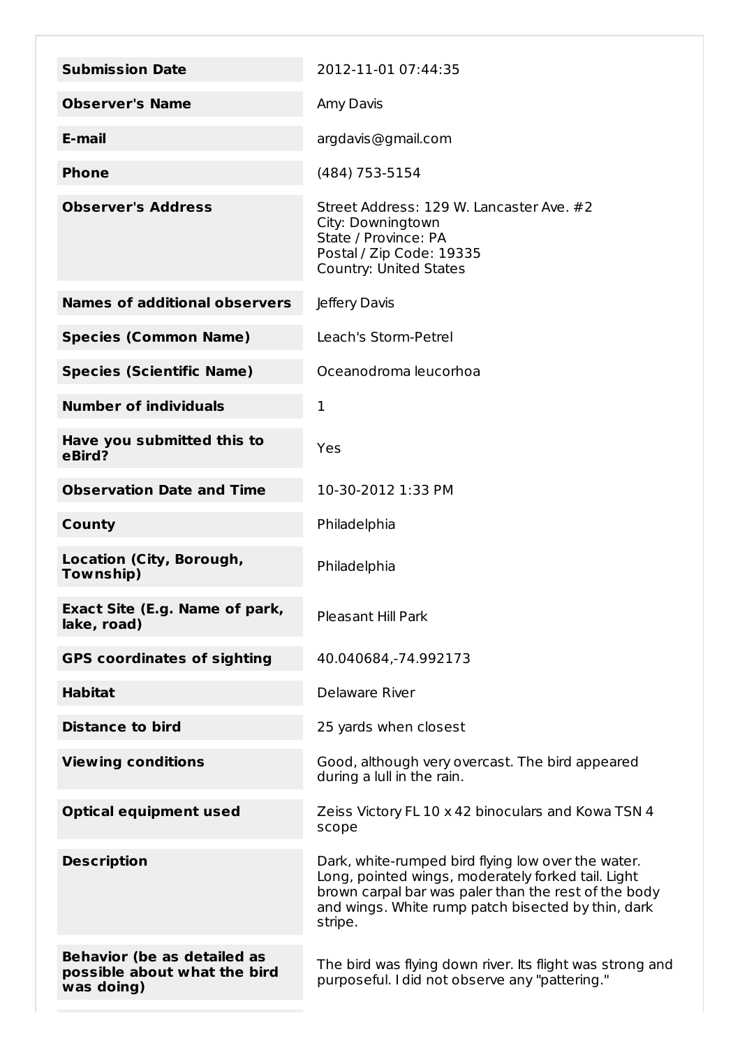| | |
|---|---|
| **Submission Date** | 2012-11-01 07:44:35 |
| **Observer's Name** | Amy Davis |
| **E-mail** | argdavis@gmail.com |
| **Phone** | (484) 753-5154 |
| **Observer's Address** | Street Address: 129 W. Lancaster Ave. #2<br>City: Downingtown<br>State / Province: PA<br>Postal / Zip Code: 19335<br>Country: United States |
| **Names of additional observers** | Jeffery Davis |
| **Species (Common Name)** | Leach's Storm-Petrel |
| **Species (Scientific Name)** | Oceanodroma leucorhoa |
| **Number of individuals** | 1 |
| **Have you submitted this to eBird?** | Yes |
| **Observation Date and Time** | 10-30-2012 1:33 PM |
| **County** | Philadelphia |
| **Location (City, Borough, Township)** | Philadelphia |
| **Exact Site (E.g. Name of park, lake, road)** | Pleasant Hill Park |
| **GPS coordinates of sighting** | 40.040684,-74.992173 |
| **Habitat** | Delaware River |
| **Distance to bird** | 25 yards when closest |
| **Viewing conditions** | Good, although very overcast. The bird appeared during a lull in the rain. |
| **Optical equipment used** | Zeiss Victory FL 10 x 42 binoculars and Kowa TSN 4 scope |
| **Description** | Dark, white-rumped bird flying low over the water. Long, pointed wings, moderately forked tail. Light brown carpal bar was paler than the rest of the body and wings. White rump patch bisected by thin, dark stripe. |
| **Behavior (be as detailed as possible about what the bird was doing)** | The bird was flying down river. Its flight was strong and purposeful. I did not observe any "pattering." |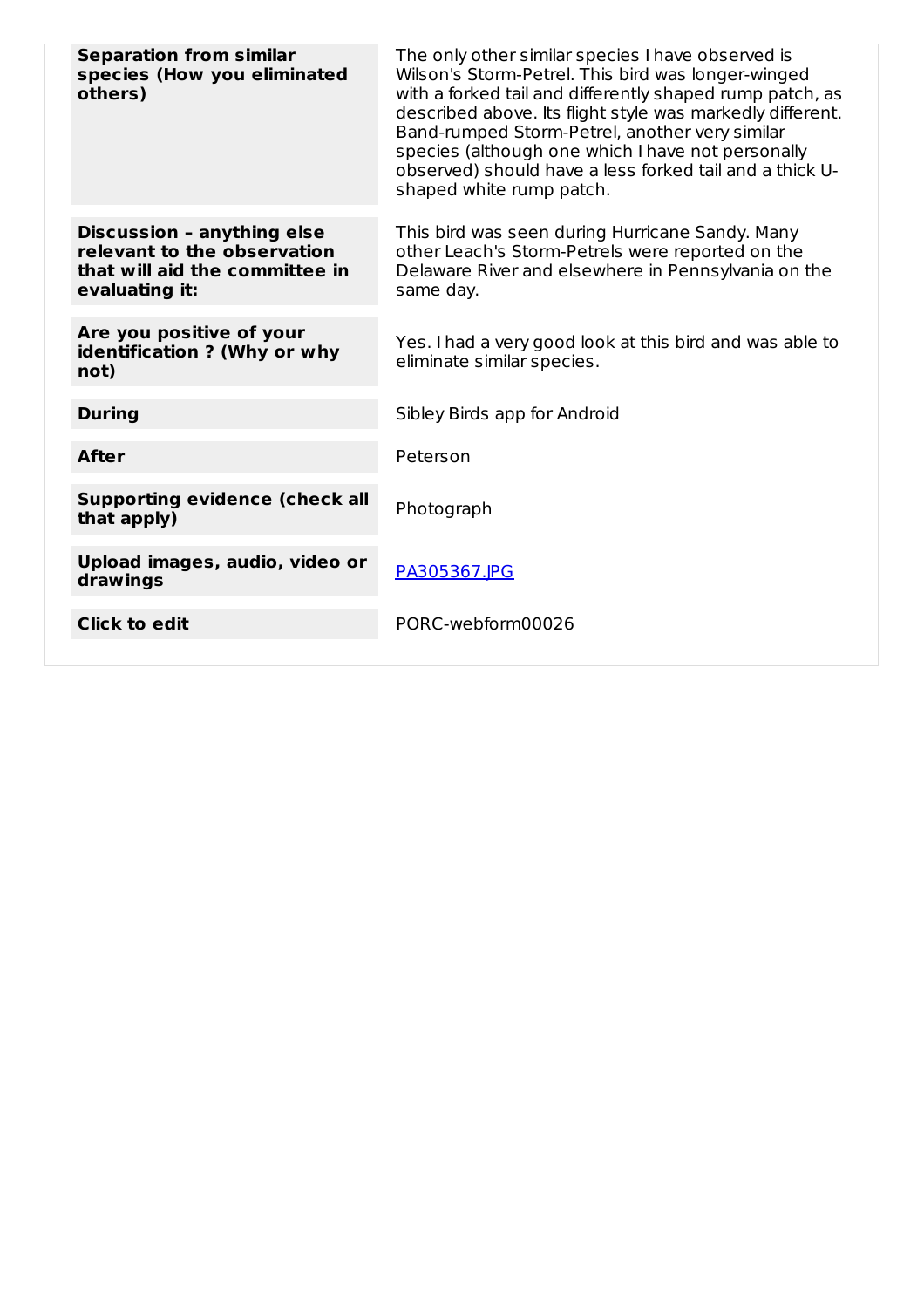| | |
|---|---|
| **Separation from similar species (How you eliminated others)** | The only other similar species I have observed is Wilson's Storm-Petrel. This bird was longer-winged with a forked tail and differently shaped rump patch, as described above. Its flight style was markedly different. Band-rumped Storm-Petrel, another very similar species (although one which I have not personally observed) should have a less forked tail and a thick U-shaped white rump patch. |
| **Discussion – anything else relevant to the observation that will aid the committee in evaluating it:** | This bird was seen during Hurricane Sandy. Many other Leach's Storm-Petrels were reported on the Delaware River and elsewhere in Pennsylvania on the same day. |
| **Are you positive of your identification ? (Why or why not)** | Yes. I had a very good look at this bird and was able to eliminate similar species. |
| **During** | Sibley Birds app for Android |
| **After** | Peterson |
| **Supporting evidence (check all that apply)** | Photograph |
| **Upload images, audio, video or drawings** | PA305367.JPG |
| **Click to edit** | PORC-webform00026 |